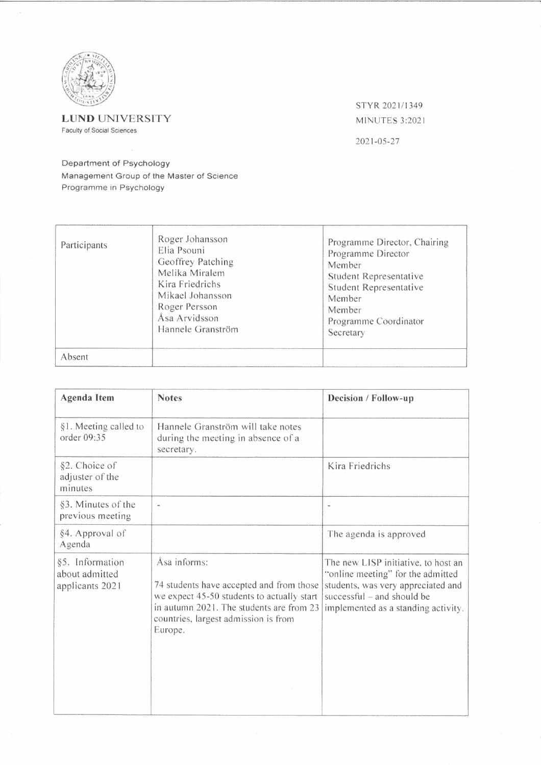**LUND UNIVERSITY**
Faculty of Social Sciences

STYR 2021/1349
MINUTES 3:2021

2021-05-27

Department of Psychology
Management Group of the Master of Science Programme in Psychology

| Participants | Roger Johansson<br>Elia Psouni<br>Geoffrey Patching<br>Melika Miralem<br>Kira Friedrichs<br>Mikael Johansson<br>Roger Persson<br>Åsa Arvidsson<br>Hannele Granström | Programme Director, Chairing<br>Programme Director<br>Member<br>Student Representative<br>Student Representative<br>Member<br>Member<br>Programme Coordinator<br>Secretary |
|---|---|---|
| Absent | | |

| Agenda Item | Notes | Decision / Follow-up |
|---|---|---|
| §1. Meeting called to order 09:35 | Hannele Granström will take notes during the meeting in absence of a secretary. | |
| §2. Choice of adjuster of the minutes | | Kira Friedrichs |
| §3. Minutes of the previous meeting | - | - |
| §4. Approval of Agenda | | The agenda is approved |
| §5. Information about admitted applicants 2021 | Åsa informs:<br><br>74 students have accepted and from those we expect 45-50 students to actually start in autumn 2021. The students are from 23 countries, largest admission is from Europe. | The new LISP initiative, to host an "online meeting" for the admitted students, was very appreciated and successful – and should be implemented as a standing activity. |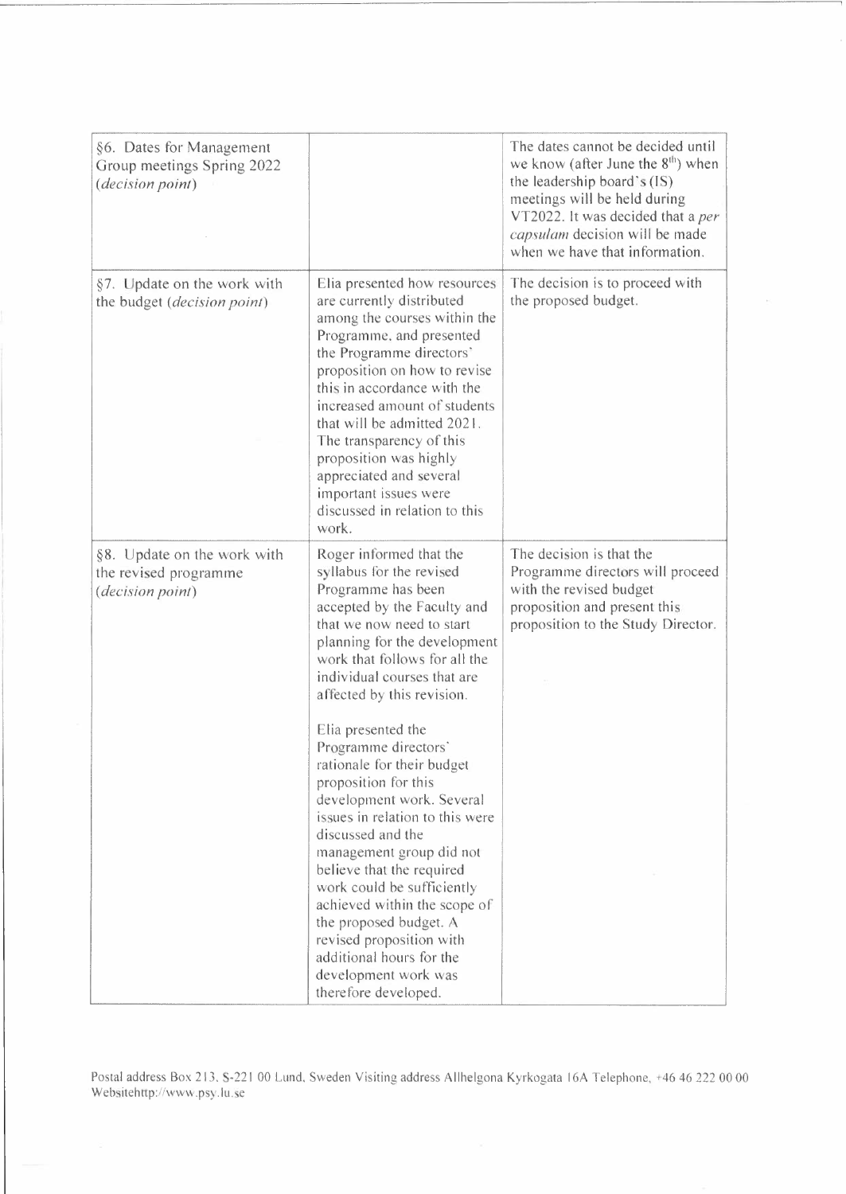| | | |
|---|---|---|
| §6. Dates for Management Group meetings Spring 2022 (*decision point*) | | The dates cannot be decided until we know (after June the 8th) when the leadership board's (IS) meetings will be held during VT2022. It was decided that a *per capsulam* decision will be made when we have that information. |
| §7. Update on the work with the budget (*decision point*) | Elia presented how resources are currently distributed among the courses within the Programme, and presented the Programme directors' proposition on how to revise this in accordance with the increased amount of students that will be admitted 2021. The transparency of this proposition was highly appreciated and several important issues were discussed in relation to this work. | The decision is to proceed with the proposed budget. |
| §8. Update on the work with the revised programme (*decision point*) | Roger informed that the syllabus for the revised Programme has been accepted by the Faculty and that we now need to start planning for the development work that follows for all the individual courses that are affected by this revision.<br><br>Elia presented the Programme directors' rationale for their budget proposition for this development work. Several issues in relation to this were discussed and the management group did not believe that the required work could be sufficiently achieved within the scope of the proposed budget. A revised proposition with additional hours for the development work was therefore developed. | The decision is that the Programme directors will proceed with the revised budget proposition and present this proposition to the Study Director. |

Postal address Box 213, S-221 00 Lund, Sweden Visiting address Allhelgona Kyrkogata 16A Telephone, +46 46 222 00 00 Websitehttp://www.psy.lu.se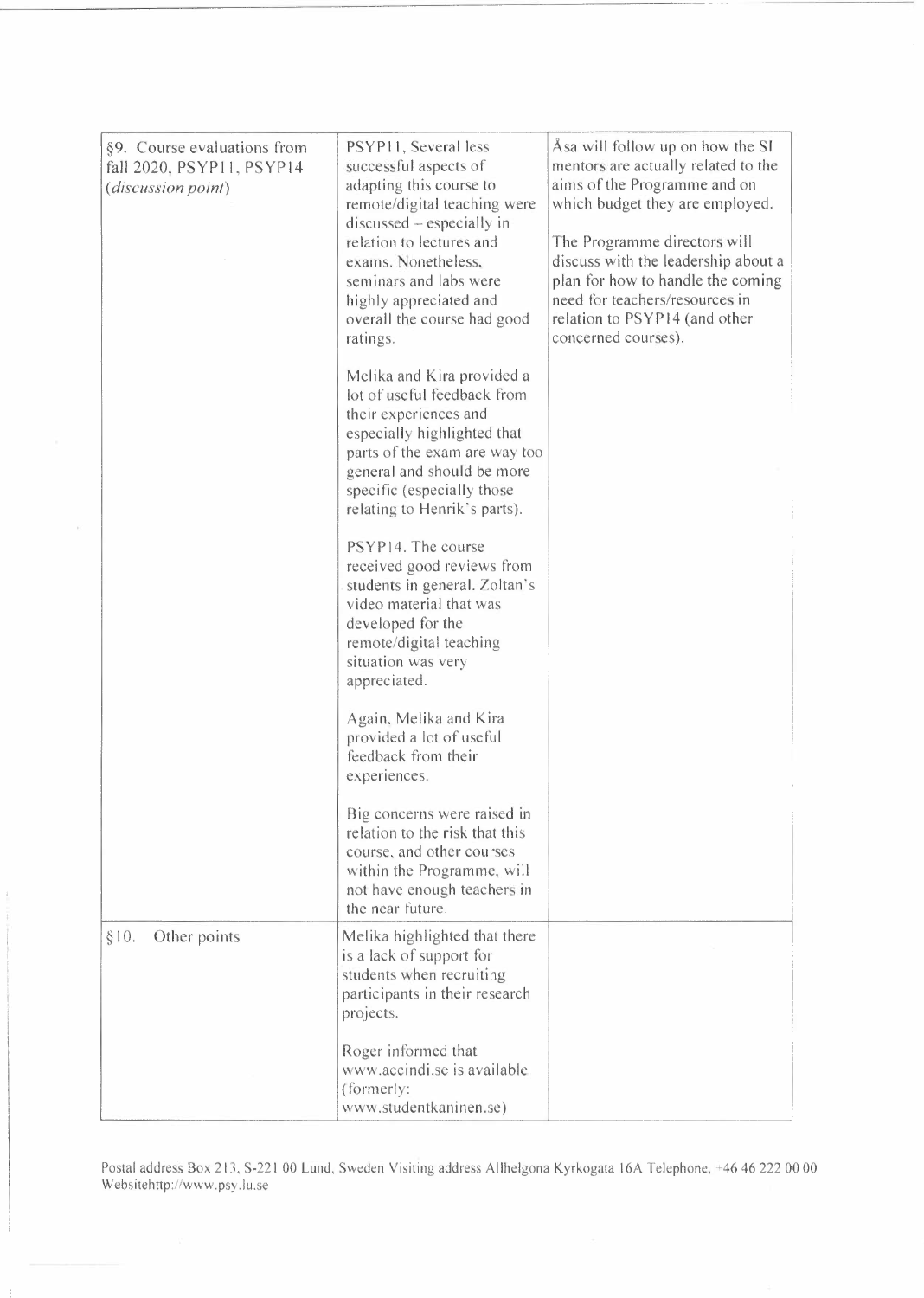| | | |
|---|---|---|
| §9. Course evaluations from fall 2020, PSYP11, PSYP14 (*discussion point*) | PSYP11, Several less successful aspects of adapting this course to remote/digital teaching were discussed – especially in relation to lectures and exams. Nonetheless, seminars and labs were highly appreciated and overall the course had good ratings.<br><br>Melika and Kira provided a lot of useful feedback from their experiences and especially highlighted that parts of the exam are way too general and should be more specific (especially those relating to Henrik's parts).<br><br>PSYP14. The course received good reviews from students in general. Zoltan's video material that was developed for the remote/digital teaching situation was very appreciated.<br><br>Again, Melika and Kira provided a lot of useful feedback from their experiences.<br><br>Big concerns were raised in relation to the risk that this course, and other courses within the Programme, will not have enough teachers in the near future. | Åsa will follow up on how the SI mentors are actually related to the aims of the Programme and on which budget they are employed.<br><br>The Programme directors will discuss with the leadership about a plan for how to handle the coming need for teachers/resources in relation to PSYP14 (and other concerned courses). |
| §10. Other points | Melika highlighted that there is a lack of support for students when recruiting participants in their research projects.<br><br>Roger informed that www.accindi.se is available (formerly: www.studentkaninen.se) | |

Postal address Box 213, S-221 00 Lund, Sweden Visiting address Allhelgona Kyrkogata 16A Telephone, +46 46 222 00 00 Websitehttp://www.psy.lu.se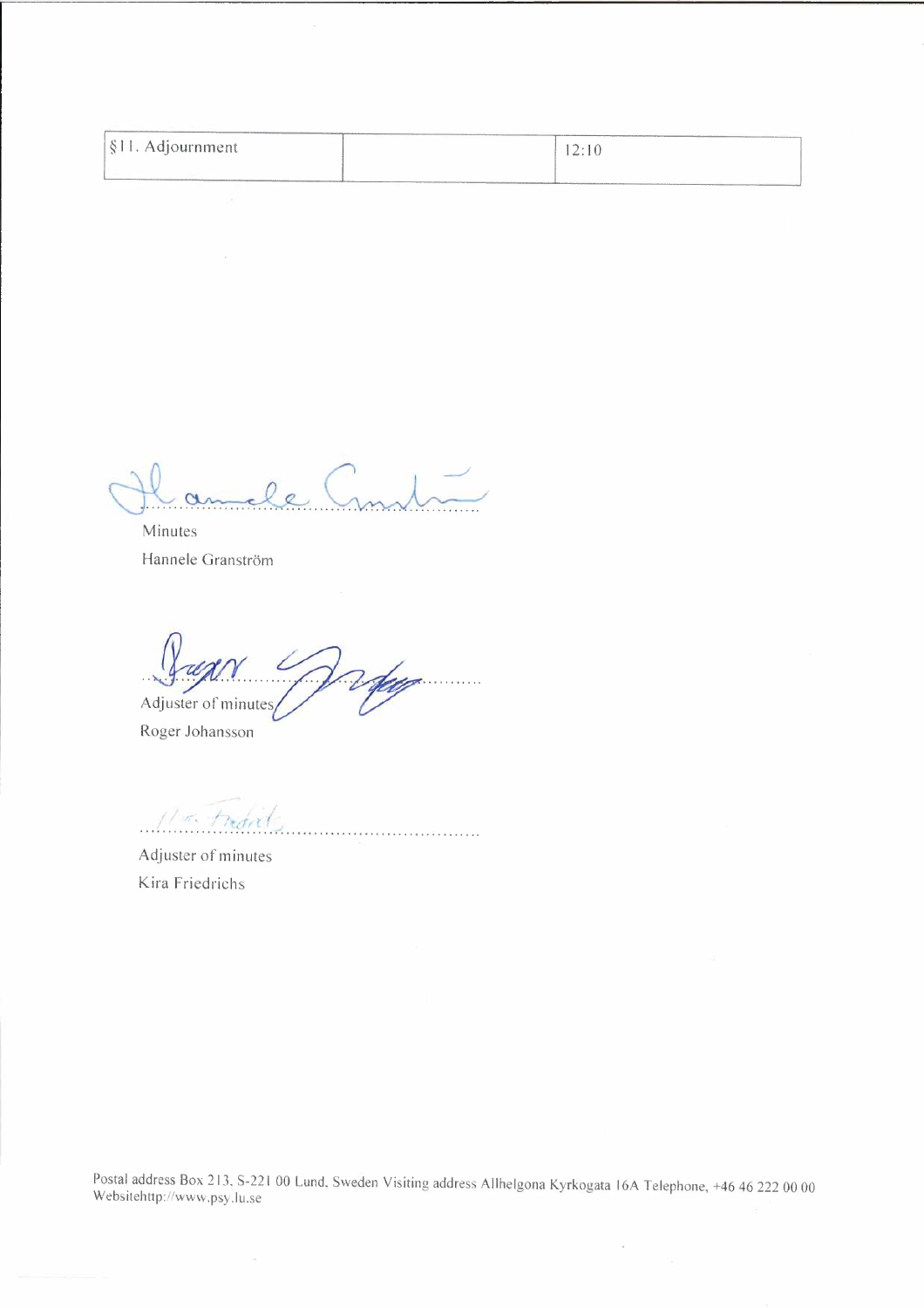| | | |
|---|---|---|
| §11. Adjournment | | 12:10 |

Minutes
Hannele Granström

Adjuster of minutes
Roger Johansson

Adjuster of minutes
Kira Friedrichs

Postal address Box 213, S-221 00 Lund, Sweden Visiting address Allhelgona Kyrkogata 16A Telephone, +46 46 222 00 00
Websitehttp://www.psy.lu.se